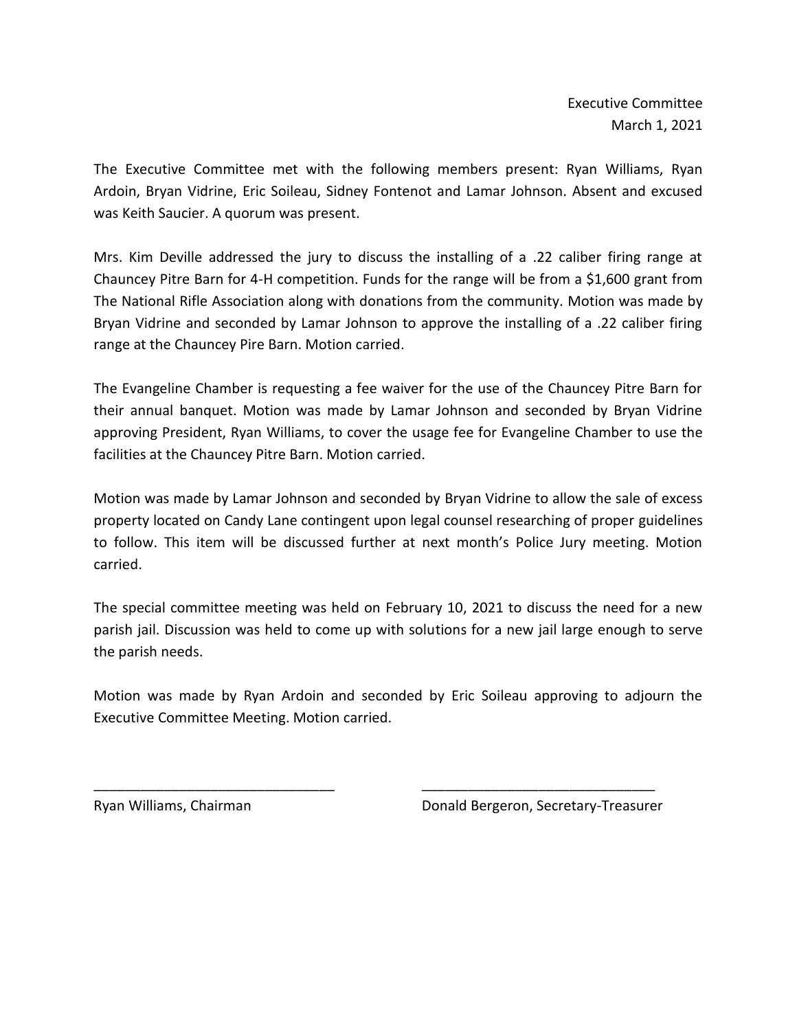Executive Committee
March 1, 2021

The Executive Committee met with the following members present: Ryan Williams, Ryan Ardoin, Bryan Vidrine, Eric Soileau, Sidney Fontenot and Lamar Johnson. Absent and excused was Keith Saucier. A quorum was present.

Mrs. Kim Deville addressed the jury to discuss the installing of a .22 caliber firing range at Chauncey Pitre Barn for 4-H competition. Funds for the range will be from a $1,600 grant from The National Rifle Association along with donations from the community. Motion was made by Bryan Vidrine and seconded by Lamar Johnson to approve the installing of a .22 caliber firing range at the Chauncey Pire Barn. Motion carried.

The Evangeline Chamber is requesting a fee waiver for the use of the Chauncey Pitre Barn for their annual banquet. Motion was made by Lamar Johnson and seconded by Bryan Vidrine approving President, Ryan Williams, to cover the usage fee for Evangeline Chamber to use the facilities at the Chauncey Pitre Barn. Motion carried.

Motion was made by Lamar Johnson and seconded by Bryan Vidrine to allow the sale of excess property located on Candy Lane contingent upon legal counsel researching of proper guidelines to follow. This item will be discussed further at next month's Police Jury meeting. Motion carried.

The special committee meeting was held on February 10, 2021 to discuss the need for a new parish jail. Discussion was held to come up with solutions for a new jail large enough to serve the parish needs.

Motion was made by Ryan Ardoin and seconded by Eric Soileau approving to adjourn the Executive Committee Meeting. Motion carried.

_______________________________ _______________________________

Ryan Williams, Chairman Donald Bergeron, Secretary-Treasurer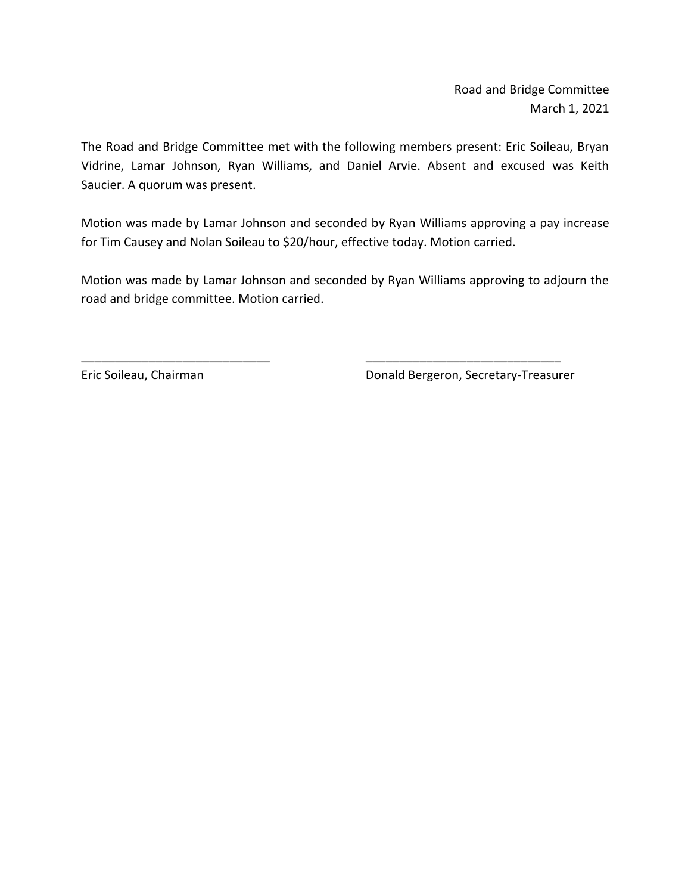Road and Bridge Committee
March 1, 2021

The Road and Bridge Committee met with the following members present: Eric Soileau, Bryan Vidrine, Lamar Johnson, Ryan Williams, and Daniel Arvie. Absent and excused was Keith Saucier. A quorum was present.

Motion was made by Lamar Johnson and seconded by Ryan Williams approving a pay increase for Tim Causey and Nolan Soileau to $20/hour, effective today. Motion carried.

Motion was made by Lamar Johnson and seconded by Ryan Williams approving to adjourn the road and bridge committee. Motion carried.

\_\_\_\_\_\_\_\_\_\_\_\_\_\_\_\_\_\_\_\_\_\_\_\_\_\_\_\_
Eric Soileau, Chairman

\_\_\_\_\_\_\_\_\_\_\_\_\_\_\_\_\_\_\_\_\_\_\_\_\_\_\_\_
Donald Bergeron, Secretary-Treasurer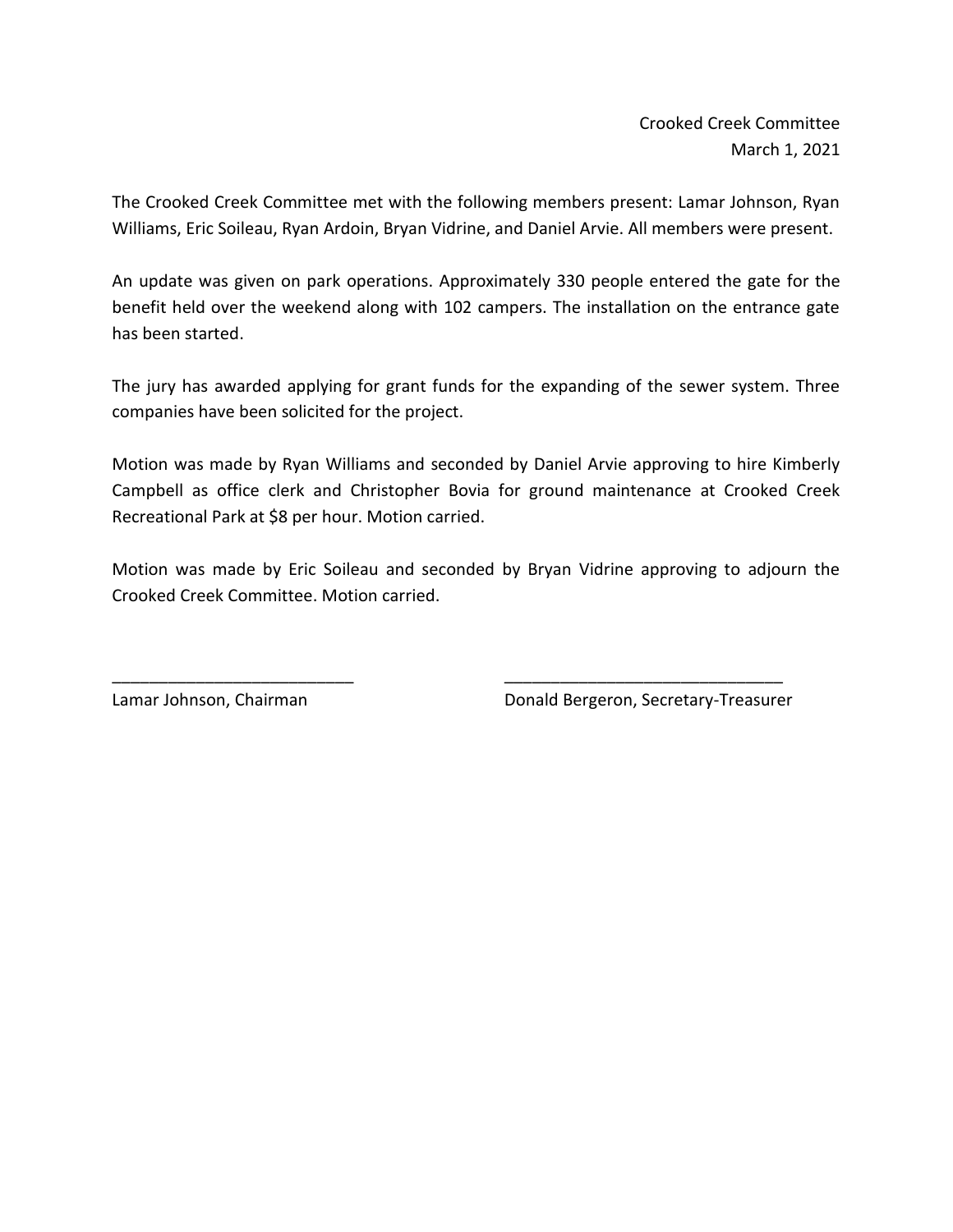Crooked Creek Committee
March 1, 2021

The Crooked Creek Committee met with the following members present: Lamar Johnson, Ryan Williams, Eric Soileau, Ryan Ardoin, Bryan Vidrine, and Daniel Arvie. All members were present.

An update was given on park operations. Approximately 330 people entered the gate for the benefit held over the weekend along with 102 campers. The installation on the entrance gate has been started.

The jury has awarded applying for grant funds for the expanding of the sewer system. Three companies have been solicited for the project.

Motion was made by Ryan Williams and seconded by Daniel Arvie approving to hire Kimberly Campbell as office clerk and Christopher Bovia for ground maintenance at Crooked Creek Recreational Park at $8 per hour. Motion carried.

Motion was made by Eric Soileau and seconded by Bryan Vidrine approving to adjourn the Crooked Creek Committee. Motion carried.

\_\_\_\_\_\_\_\_\_\_\_\_\_\_\_\_\_\_\_\_\_\_\_\_\_\_
Lamar Johnson, Chairman

\_\_\_\_\_\_\_\_\_\_\_\_\_\_\_\_\_\_\_\_\_\_\_\_\_\_\_\_\_\_
Donald Bergeron, Secretary-Treasurer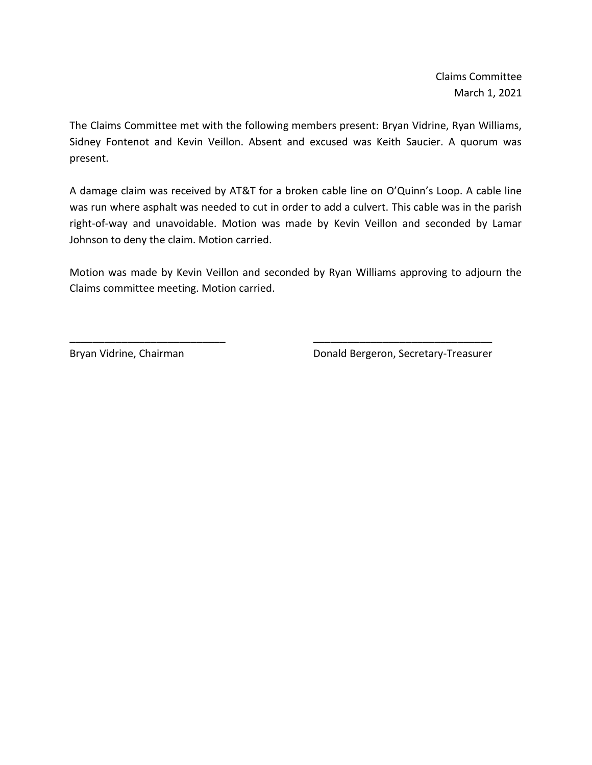Claims Committee
March 1, 2021

The Claims Committee met with the following members present: Bryan Vidrine, Ryan Williams, Sidney Fontenot and Kevin Veillon. Absent and excused was Keith Saucier. A quorum was present.

A damage claim was received by AT&T for a broken cable line on O'Quinn's Loop. A cable line was run where asphalt was needed to cut in order to add a culvert. This cable was in the parish right-of-way and unavoidable. Motion was made by Kevin Veillon and seconded by Lamar Johnson to deny the claim. Motion carried.

Motion was made by Kevin Veillon and seconded by Ryan Williams approving to adjourn the Claims committee meeting. Motion carried.

\_\_\_\_\_\_\_\_\_\_\_\_\_\_\_\_\_\_\_\_\_\_\_\_\_\_\_
Bryan Vidrine, Chairman

\_\_\_\_\_\_\_\_\_\_\_\_\_\_\_\_\_\_\_\_\_\_\_\_\_\_\_\_\_\_\_
Donald Bergeron, Secretary-Treasurer